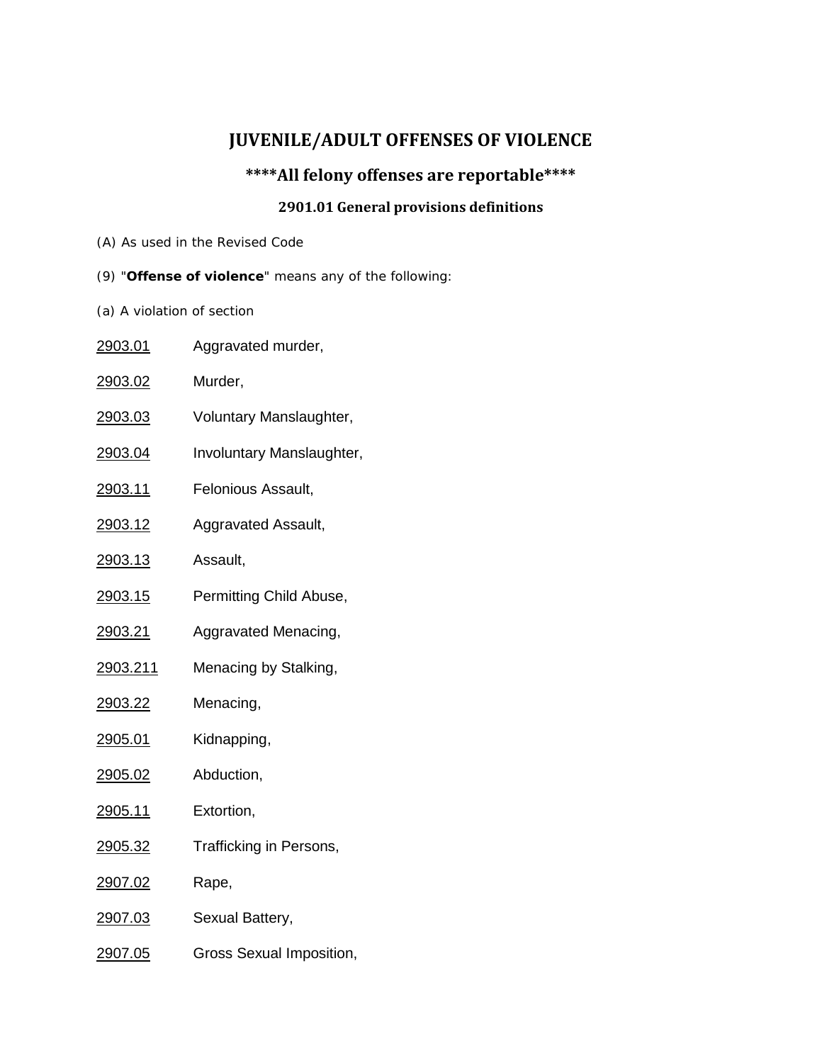# JUVENILE/ADULT OFFENSES OF VIOLENCE

## ****All felony offenses are reportable****

### 2901.01 General provisions definitions

(A) As used in the Revised Code

(9) "**Offense of violence**" means any of the following:

(a) A violation of section

2903.01 Aggravated murder,

2903.02 Murder,

2903.03 Voluntary Manslaughter,

2903.04 Involuntary Manslaughter,

2903.11 Felonious Assault,

2903.12 Aggravated Assault,

2903.13 Assault,

2903.15 Permitting Child Abuse,

2903.21 Aggravated Menacing,

2903.211 Menacing by Stalking,

2903.22 Menacing,

2905.01 Kidnapping,

2905.02 Abduction,

2905.11 Extortion,

2905.32 Trafficking in Persons,

2907.02 Rape,

2907.03 Sexual Battery,

2907.05 Gross Sexual Imposition,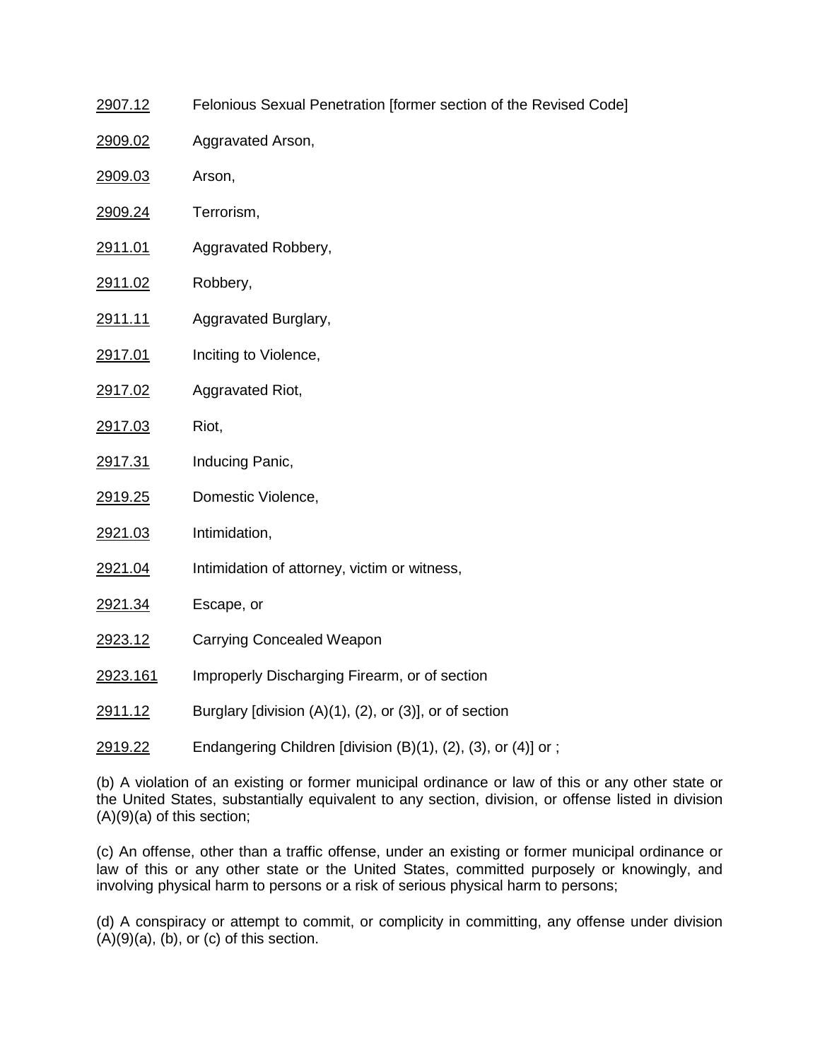2907.12 Felonious Sexual Penetration [former section of the Revised Code]

2909.02 Aggravated Arson,

2909.03 Arson,

2909.24 Terrorism,

2911.01 Aggravated Robbery,

2911.02 Robbery,

2911.11 Aggravated Burglary,

2917.01 Inciting to Violence,

2917.02 Aggravated Riot,

2917.03 Riot,

2917.31 Inducing Panic,

2919.25 Domestic Violence,

2921.03 Intimidation,

2921.04 Intimidation of attorney, victim or witness,

2921.34 Escape, or

2923.12 Carrying Concealed Weapon

2923.161 Improperly Discharging Firearm, or of section

2911.12 Burglary [division (A)(1), (2), or (3)], or of section

2919.22 Endangering Children [division (B)(1), (2), (3), or (4)] or ;

(b) A violation of an existing or former municipal ordinance or law of this or any other state or the United States, substantially equivalent to any section, division, or offense listed in division (A)(9)(a) of this section;

(c) An offense, other than a traffic offense, under an existing or former municipal ordinance or law of this or any other state or the United States, committed purposely or knowingly, and involving physical harm to persons or a risk of serious physical harm to persons;

(d) A conspiracy or attempt to commit, or complicity in committing, any offense under division (A)(9)(a), (b), or (c) of this section.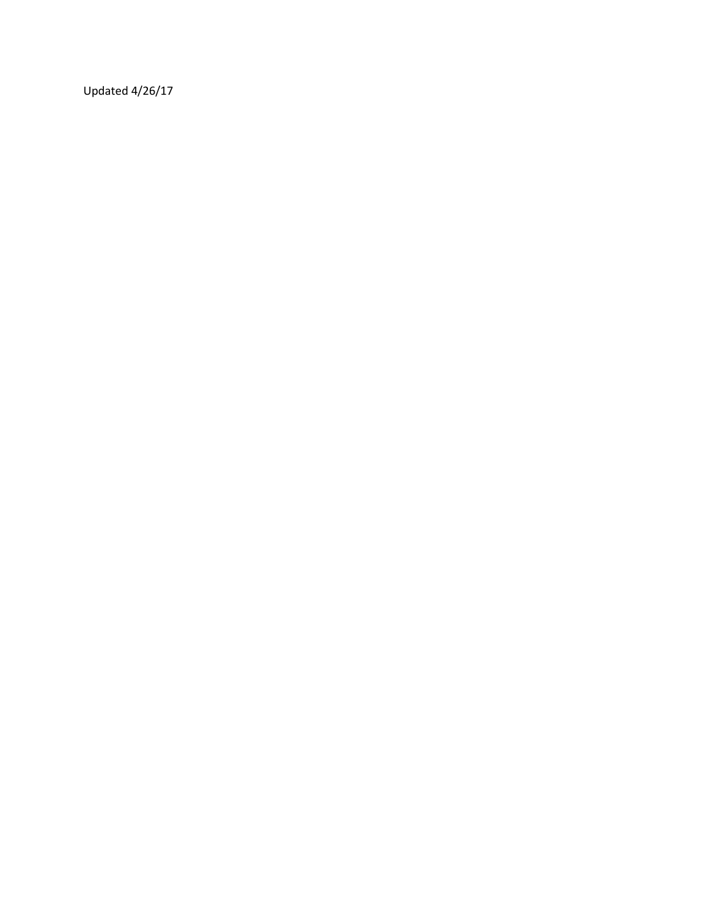Updated 4/26/17